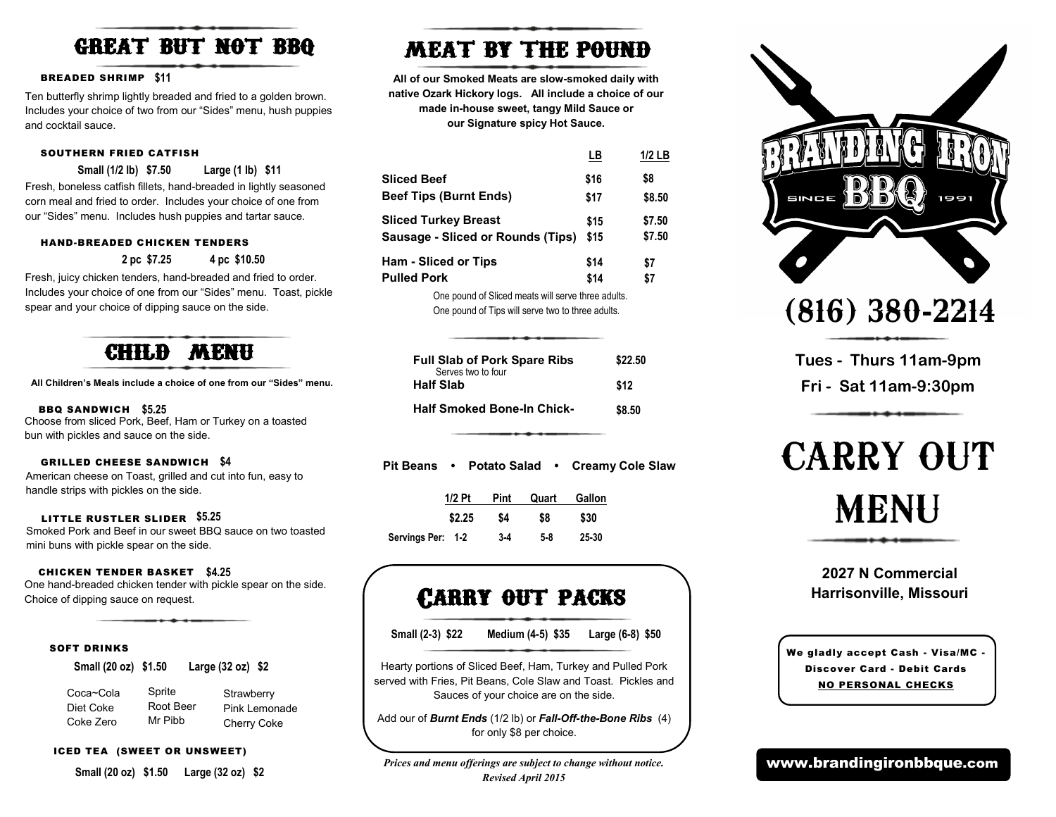# GREAT BUT NOT BBQ

**BREADED SHRIMP** $11

Ten butterfly shrimp lightly breaded and fried to a golden brown. Includes your choice of two from our "Sides" menu, hush puppies and cocktail sauce.

**SOUTHERN FRIED CATFISH**

Small (1/2 lb) $7.50    Large (1 lb) $11

Fresh, boneless catfish fillets, hand-breaded in lightly seasoned corn meal and fried to order. Includes your choice of one from our "Sides" menu. Includes hush puppies and tartar sauce.

**HAND-BREADED CHICKEN TENDERS**

2 pc $7.25    4 pc $10.50

Fresh, juicy chicken tenders, hand-breaded and fried to order. Includes your choice of one from our "Sides" menu. Toast, pickle spear and your choice of dipping sauce on the side.

# CHILD MENU

**All Children's Meals include a choice of one from our "Sides" menu.**

**BBQ SANDWICH** $5.25
Choose from sliced Pork, Beef, Ham or Turkey on a toasted bun with pickles and sauce on the side.

**GRILLED CHEESE SANDWICH** $4
American cheese on Toast, grilled and cut into fun, easy to handle strips with pickles on the side.

**LITTLE RUSTLER SLIDER** $5.25
Smoked Pork and Beef in our sweet BBQ sauce on two toasted mini buns with pickle spear on the side.

**CHICKEN TENDER BASKET** $4.25
One hand-breaded chicken tender with pickle spear on the side. Choice of dipping sauce on request.

**SOFT DRINKS**

Small (20 oz) $1.50    Large (32 oz) $2

| | | |
|---|---|---|
| Coca~Cola | Sprite | Strawberry |
| Diet Coke | Root Beer | Pink Lemonade |
| Coke Zero | Mr Pibb | Cherry Coke |

**ICED TEA (SWEET OR UNSWEET)**

Small (20 oz) $1.50    Large (32 oz) $2

# MEAT BY THE POUND

**All of our Smoked Meats are slow-smoked daily with native Ozark Hickory logs. All include a choice of our made in-house sweet, tangy Mild Sauce or our Signature spicy Hot Sauce.**

| | LB | 1/2 LB |
|---|---|---|
| **Sliced Beef** | $16 | $8 |
| **Beef Tips (Burnt Ends)** | $17 | $8.50 |
| **Sliced Turkey Breast** | $15 | $7.50 |
| **Sausage - Sliced or Rounds (Tips)** | $15 | $7.50 |
| **Ham - Sliced or Tips** | $14 | $7 |
| **Pulled Pork** | $14 | $7 |

One pound of Sliced meats will serve three adults.
One pound of Tips will serve two to three adults.

| | |
|---|---|
| **Full Slab of Pork Spare Ribs** (Serves two to four) | $22.50 |
| **Half Slab** | $12 |
| **Half Smoked Bone-In Chick-** | $8.50 |

**Pit Beans • Potato Salad • Creamy Cole Slaw**

| | 1/2 Pt | Pint | Quart | Gallon |
|---|---|---|---|---|
| | $2.25 | $4 | $8 | $30 |
| Servings Per: | 1-2 | 3-4 | 5-8 | 25-30 |

# CARRY OUT PACKS

Small (2-3) $22    Medium (4-5) $35    Large (6-8) $50

Hearty portions of Sliced Beef, Ham, Turkey and Pulled Pork served with Fries, Pit Beans, Cole Slaw and Toast. Pickles and Sauces of your choice are on the side.

Add our of ***Burnt Ends*** (1/2 lb) or ***Fall-Off-the-Bone Ribs*** (4) for only $8 per choice.

*Prices and menu offerings are subject to change without notice.*
*Revised April 2015*

# BRANDING IRON BBQ

SINCE 1991

# (816) 380-2214

**Tues - Thurs 11am-9pm**
**Fri - Sat 11am-9:30pm**

# CARRY OUT MENU

**2027 N Commercial**
**Harrisonville, Missouri**

We gladly accept Cash - Visa/MC - Discover Card - Debit Cards
NO PERSONAL CHECKS

www.brandingironbbque.com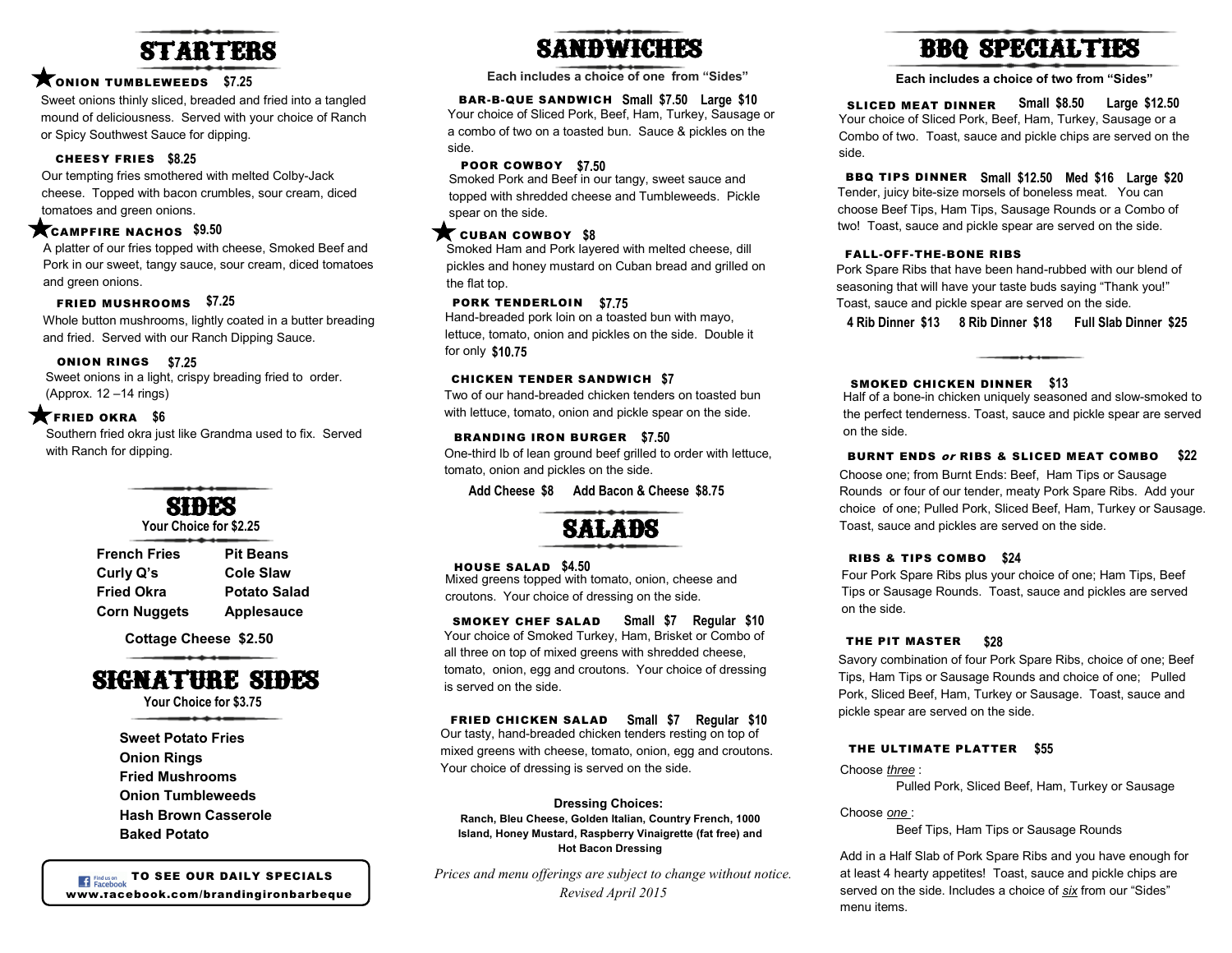# STARTERS

★ **ONION TUMBLEWEEDS** $7.25
Sweet onions thinly sliced, breaded and fried into a tangled mound of deliciousness. Served with your choice of Ranch or Spicy Southwest Sauce for dipping.

**CHEESY FRIES** $8.25
Our tempting fries smothered with melted Colby-Jack cheese. Topped with bacon crumbles, sour cream, diced tomatoes and green onions.

★ **CAMPFIRE NACHOS** $9.50
A platter of our fries topped with cheese, Smoked Beef and Pork in our sweet, tangy sauce, sour cream, diced tomatoes and green onions.

**FRIED MUSHROOMS** $7.25
Whole button mushrooms, lightly coated in a butter breading and fried. Served with our Ranch Dipping Sauce.

**ONION RINGS** $7.25
Sweet onions in a light, crispy breading fried to order. (Approx. 12 –14 rings)

★ **FRIED OKRA** $6
Southern fried okra just like Grandma used to fix. Served with Ranch for dipping.

# SIDES

**Your Choice for $2.25**

| | |
|---|---|
| **French Fries** | **Pit Beans** |
| **Curly Q's** | **Cole Slaw** |
| **Fried Okra** | **Potato Salad** |
| **Corn Nuggets** | **Applesauce** |

**Cottage Cheese $2.50**

# SIGNATURE SIDES

**Your Choice for $3.75**

- **Sweet Potato Fries**
- **Onion Rings**
- **Fried Mushrooms**
- **Onion Tumbleweeds**
- **Hash Brown Casserole**
- **Baked Potato**

**TO SEE OUR DAILY SPECIALS**
**www.facebook.com/brandingironbarbeque**

# SANDWICHES

**Each includes a choice of one from "Sides"**

**BAR-B-QUE SANDWICH** Small $7.50 Large $10
Your choice of Sliced Pork, Beef, Ham, Turkey, Sausage or a combo of two on a toasted bun. Sauce & pickles on the side.

**POOR COWBOY** $7.50
Smoked Pork and Beef in our tangy, sweet sauce and topped with shredded cheese and Tumbleweeds. Pickle spear on the side.

★ **CUBAN COWBOY** $8
Smoked Ham and Pork layered with melted cheese, dill pickles and honey mustard on Cuban bread and grilled on the flat top.

**PORK TENDERLOIN** $7.75
Hand-breaded pork loin on a toasted bun with mayo, lettuce, tomato, onion and pickles on the side. Double it for only $10.75

**CHICKEN TENDER SANDWICH** $7
Two of our hand-breaded chicken tenders on toasted bun with lettuce, tomato, onion and pickle spear on the side.

**BRANDING IRON BURGER** $7.50
One-third lb of lean ground beef grilled to order with lettuce, tomato, onion and pickles on the side.

**Add Cheese $8 Add Bacon & Cheese $8.75**

# SALADS

**HOUSE SALAD** $4.50
Mixed greens topped with tomato, onion, cheese and croutons. Your choice of dressing on the side.

**SMOKEY CHEF SALAD** Small $7 Regular $10
Your choice of Smoked Turkey, Ham, Brisket or Combo of all three on top of mixed greens with shredded cheese, tomato, onion, egg and croutons. Your choice of dressing is served on the side.

**FRIED CHICKEN SALAD** Small $7 Regular $10
Our tasty, hand-breaded chicken tenders resting on top of mixed greens with cheese, tomato, onion, egg and croutons. Your choice of dressing is served on the side.

**Dressing Choices:**
**Ranch, Bleu Cheese, Golden Italian, Country French, 1000 Island, Honey Mustard, Raspberry Vinaigrette (fat free) and Hot Bacon Dressing**

*Prices and menu offerings are subject to change without notice.*
*Revised April 2015*

# BBQ SPECIALTIES

**Each includes a choice of two from "Sides"**

**SLICED MEAT DINNER** Small $8.50 Large $12.50
Your choice of Sliced Pork, Beef, Ham, Turkey, Sausage or a Combo of two. Toast, sauce and pickle chips are served on the side.

**BBQ TIPS DINNER** Small $12.50 Med $16 Large $20
Tender, juicy bite-size morsels of boneless meat. You can choose Beef Tips, Ham Tips, Sausage Rounds or a Combo of two! Toast, sauce and pickle spear are served on the side.

**FALL-OFF-THE-BONE RIBS**
Pork Spare Ribs that have been hand-rubbed with our blend of seasoning that will have your taste buds saying "Thank you!" Toast, sauce and pickle spear are served on the side.

**4 Rib Dinner $13 8 Rib Dinner $18 Full Slab Dinner $25**

**SMOKED CHICKEN DINNER** $13
Half of a bone-in chicken uniquely seasoned and slow-smoked to the perfect tenderness. Toast, sauce and pickle spear are served on the side.

**BURNT ENDS *or* RIBS & SLICED MEAT COMBO** $22
Choose one; from Burnt Ends: Beef, Ham Tips or Sausage Rounds or four of our tender, meaty Pork Spare Ribs. Add your choice of one; Pulled Pork, Sliced Beef, Ham, Turkey or Sausage. Toast, sauce and pickles are served on the side.

**RIBS & TIPS COMBO** $24
Four Pork Spare Ribs plus your choice of one; Ham Tips, Beef Tips or Sausage Rounds. Toast, sauce and pickles are served on the side.

**THE PIT MASTER** $28
Savory combination of four Pork Spare Ribs, choice of one; Beef Tips, Ham Tips or Sausage Rounds and choice of one; Pulled Pork, Sliced Beef, Ham, Turkey or Sausage. Toast, sauce and pickle spear are served on the side.

**THE ULTIMATE PLATTER** $55

Choose *three* :
Pulled Pork, Sliced Beef, Ham, Turkey or Sausage

Choose *one* :
Beef Tips, Ham Tips or Sausage Rounds

Add in a Half Slab of Pork Spare Ribs and you have enough for at least 4 hearty appetites! Toast, sauce and pickle chips are served on the side. Includes a choice of *six* from our "Sides" menu items.